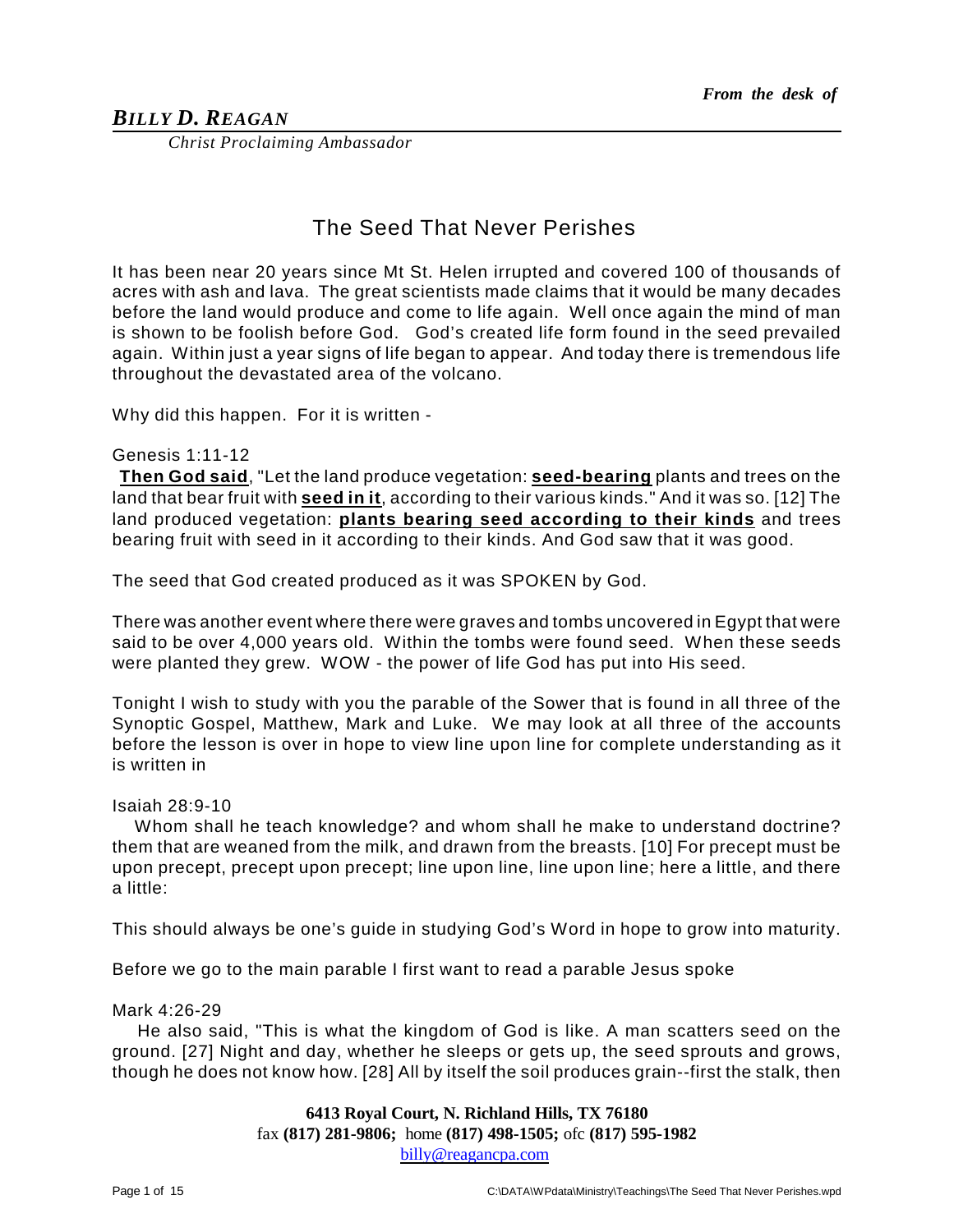*From the desk of*

***BILLY D. REAGAN***

*Christ Proclaiming Ambassador*

# The Seed That Never Perishes

It has been near 20 years since Mt St. Helen irrupted and covered 100 of thousands of acres with ash and lava. The great scientists made claims that it would be many decades before the land would produce and come to life again. Well once again the mind of man is shown to be foolish before God. God's created life form found in the seed prevailed again. Within just a year signs of life began to appear. And today there is tremendous life throughout the devastated area of the volcano.

Why did this happen. For it is written -

Genesis 1:11-12
**Then God said**, "Let the land produce vegetation: **seed-bearing** plants and trees on the land that bear fruit with **seed in it**, according to their various kinds." And it was so. [12] The land produced vegetation: **plants bearing seed according to their kinds** and trees bearing fruit with seed in it according to their kinds. And God saw that it was good.

The seed that God created produced as it was SPOKEN by God.

There was another event where there were graves and tombs uncovered in Egypt that were said to be over 4,000 years old. Within the tombs were found seed. When these seeds were planted they grew. WOW - the power of life God has put into His seed.

Tonight I wish to study with you the parable of the Sower that is found in all three of the Synoptic Gospel, Matthew, Mark and Luke. We may look at all three of the accounts before the lesson is over in hope to view line upon line for complete understanding as it is written in

Isaiah 28:9-10
Whom shall he teach knowledge? and whom shall he make to understand doctrine? them that are weaned from the milk, and drawn from the breasts. [10] For precept must be upon precept, precept upon precept; line upon line, line upon line; here a little, and there a little:

This should always be one's guide in studying God's Word in hope to grow into maturity.

Before we go to the main parable I first want to read a parable Jesus spoke

Mark 4:26-29
He also said, "This is what the kingdom of God is like. A man scatters seed on the ground. [27] Night and day, whether he sleeps or gets up, the seed sprouts and grows, though he does not know how. [28] All by itself the soil produces grain--first the stalk, then

**6413 Royal Court, N. Richland Hills, TX 76180**
fax **(817) 281-9806;** home **(817) 498-1505;** ofc **(817) 595-1982**
billy@reagancpa.com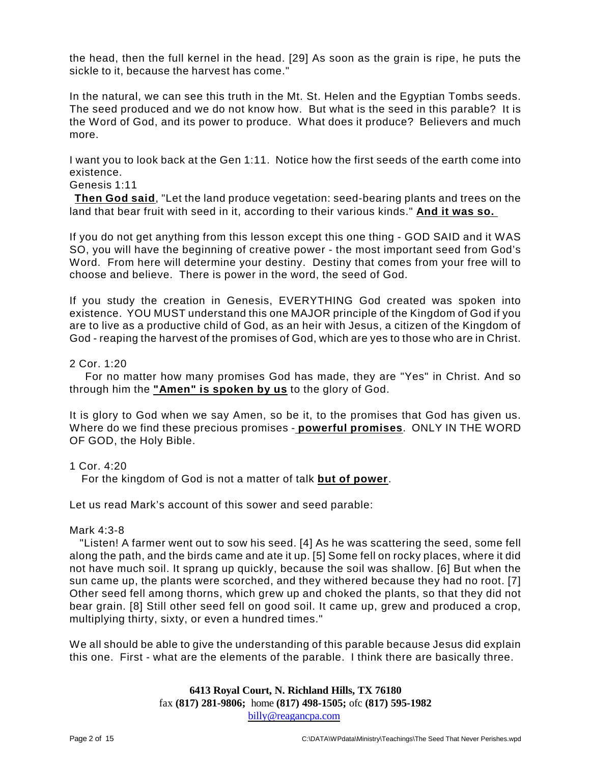the head, then the full kernel in the head. [29] As soon as the grain is ripe, he puts the sickle to it, because the harvest has come."

In the natural, we can see this truth in the Mt. St. Helen and the Egyptian Tombs seeds. The seed produced and we do not know how. But what is the seed in this parable? It is the Word of God, and its power to produce. What does it produce? Believers and much more.

I want you to look back at the Gen 1:11. Notice how the first seeds of the earth come into existence.

Genesis 1:11

**Then God said**, "Let the land produce vegetation: seed-bearing plants and trees on the land that bear fruit with seed in it, according to their various kinds." **And it was so.**

If you do not get anything from this lesson except this one thing - GOD SAID and it WAS SO, you will have the beginning of creative power - the most important seed from God's Word. From here will determine your destiny. Destiny that comes from your free will to choose and believe. There is power in the word, the seed of God.

If you study the creation in Genesis, EVERYTHING God created was spoken into existence. YOU MUST understand this one MAJOR principle of the Kingdom of God if you are to live as a productive child of God, as an heir with Jesus, a citizen of the Kingdom of God - reaping the harvest of the promises of God, which are yes to those who are in Christ.

2 Cor. 1:20

For no matter how many promises God has made, they are "Yes" in Christ. And so through him the **"Amen" is spoken by us** to the glory of God.

It is glory to God when we say Amen, so be it, to the promises that God has given us. Where do we find these precious promises - **powerful promises**. ONLY IN THE WORD OF GOD, the Holy Bible.

1 Cor. 4:20

For the kingdom of God is not a matter of talk **but of power**.

Let us read Mark's account of this sower and seed parable:

Mark 4:3-8

"Listen! A farmer went out to sow his seed. [4] As he was scattering the seed, some fell along the path, and the birds came and ate it up. [5] Some fell on rocky places, where it did not have much soil. It sprang up quickly, because the soil was shallow. [6] But when the sun came up, the plants were scorched, and they withered because they had no root. [7] Other seed fell among thorns, which grew up and choked the plants, so that they did not bear grain. [8] Still other seed fell on good soil. It came up, grew and produced a crop, multiplying thirty, sixty, or even a hundred times."

We all should be able to give the understanding of this parable because Jesus did explain this one. First - what are the elements of the parable. I think there are basically three.

**6413 Royal Court, N. Richland Hills, TX 76180**
fax **(817) 281-9806;** home **(817) 498-1505;** ofc **(817) 595-1982**
billy@reagancpa.com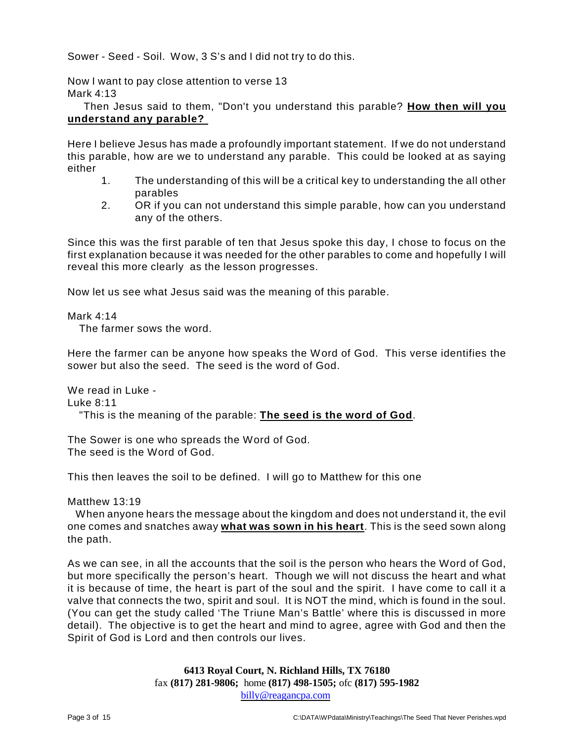Sower - Seed - Soil. Wow, 3 S's and I did not try to do this.

Now I want to pay close attention to verse 13
Mark 4:13

Then Jesus said to them, "Don't you understand this parable? **How then will you understand any parable?**

Here I believe Jesus has made a profoundly important statement. If we do not understand this parable, how are we to understand any parable. This could be looked at as saying either

1. The understanding of this will be a critical key to understanding the all other parables
2. OR if you can not understand this simple parable, how can you understand any of the others.

Since this was the first parable of ten that Jesus spoke this day, I chose to focus on the first explanation because it was needed for the other parables to come and hopefully I will reveal this more clearly as the lesson progresses.

Now let us see what Jesus said was the meaning of this parable.

Mark 4:14

The farmer sows the word.

Here the farmer can be anyone how speaks the Word of God. This verse identifies the sower but also the seed. The seed is the word of God.

We read in Luke -
Luke 8:11

"This is the meaning of the parable: **The seed is the word of God**.

The Sower is one who spreads the Word of God.
The seed is the Word of God.

This then leaves the soil to be defined. I will go to Matthew for this one

Matthew 13:19

When anyone hears the message about the kingdom and does not understand it, the evil one comes and snatches away **what was sown in his heart**. This is the seed sown along the path.

As we can see, in all the accounts that the soil is the person who hears the Word of God, but more specifically the person's heart. Though we will not discuss the heart and what it is because of time, the heart is part of the soul and the spirit. I have come to call it a valve that connects the two, spirit and soul. It is NOT the mind, which is found in the soul. (You can get the study called 'The Triune Man's Battle' where this is discussed in more detail). The objective is to get the heart and mind to agree, agree with God and then the Spirit of God is Lord and then controls our lives.

**6413 Royal Court, N. Richland Hills, TX 76180**
fax **(817) 281-9806;** home **(817) 498-1505;** ofc **(817) 595-1982**
billy@reagancpa.com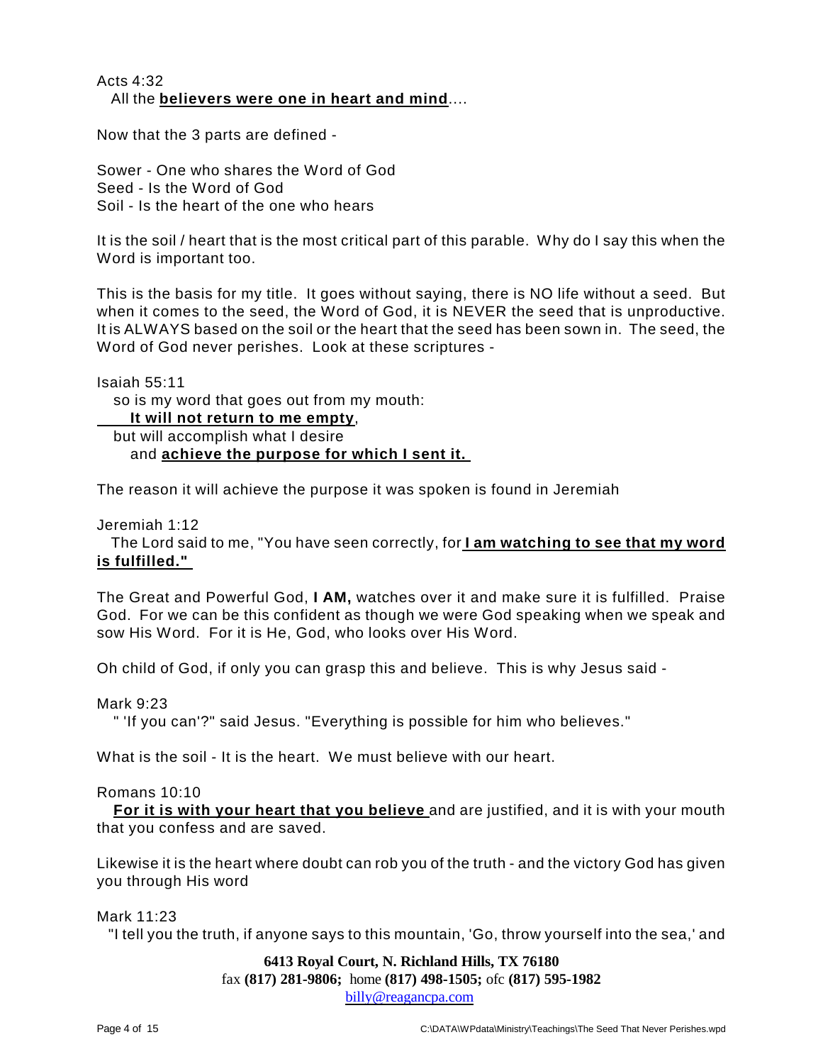Acts 4:32
All the **believers were one in heart and mind**....

Now that the 3 parts are defined -

Sower - One who shares the Word of God
Seed - Is the Word of God
Soil - Is the heart of the one who hears

It is the soil / heart that is the most critical part of this parable. Why do I say this when the Word is important too.

This is the basis for my title. It goes without saying, there is NO life without a seed. But when it comes to the seed, the Word of God, it is NEVER the seed that is unproductive. It is ALWAYS based on the soil or the heart that the seed has been sown in. The seed, the Word of God never perishes. Look at these scriptures -

Isaiah 55:11
so is my word that goes out from my mouth:
**It will not return to me empty**,
but will accomplish what I desire
and **achieve the purpose for which I sent it.**

The reason it will achieve the purpose it was spoken is found in Jeremiah

Jeremiah 1:12
The Lord said to me, "You have seen correctly, for **I am watching to see that my word is fulfilled."**

The Great and Powerful God, **I AM,** watches over it and make sure it is fulfilled. Praise God. For we can be this confident as though we were God speaking when we speak and sow His Word. For it is He, God, who looks over His Word.

Oh child of God, if only you can grasp this and believe. This is why Jesus said -

Mark 9:23
" 'If you can'?" said Jesus. "Everything is possible for him who believes."

What is the soil - It is the heart. We must believe with our heart.

Romans 10:10
**For it is with your heart that you believe** and are justified, and it is with your mouth that you confess and are saved.

Likewise it is the heart where doubt can rob you of the truth - and the victory God has given you through His word

Mark 11:23
"I tell you the truth, if anyone says to this mountain, 'Go, throw yourself into the sea,' and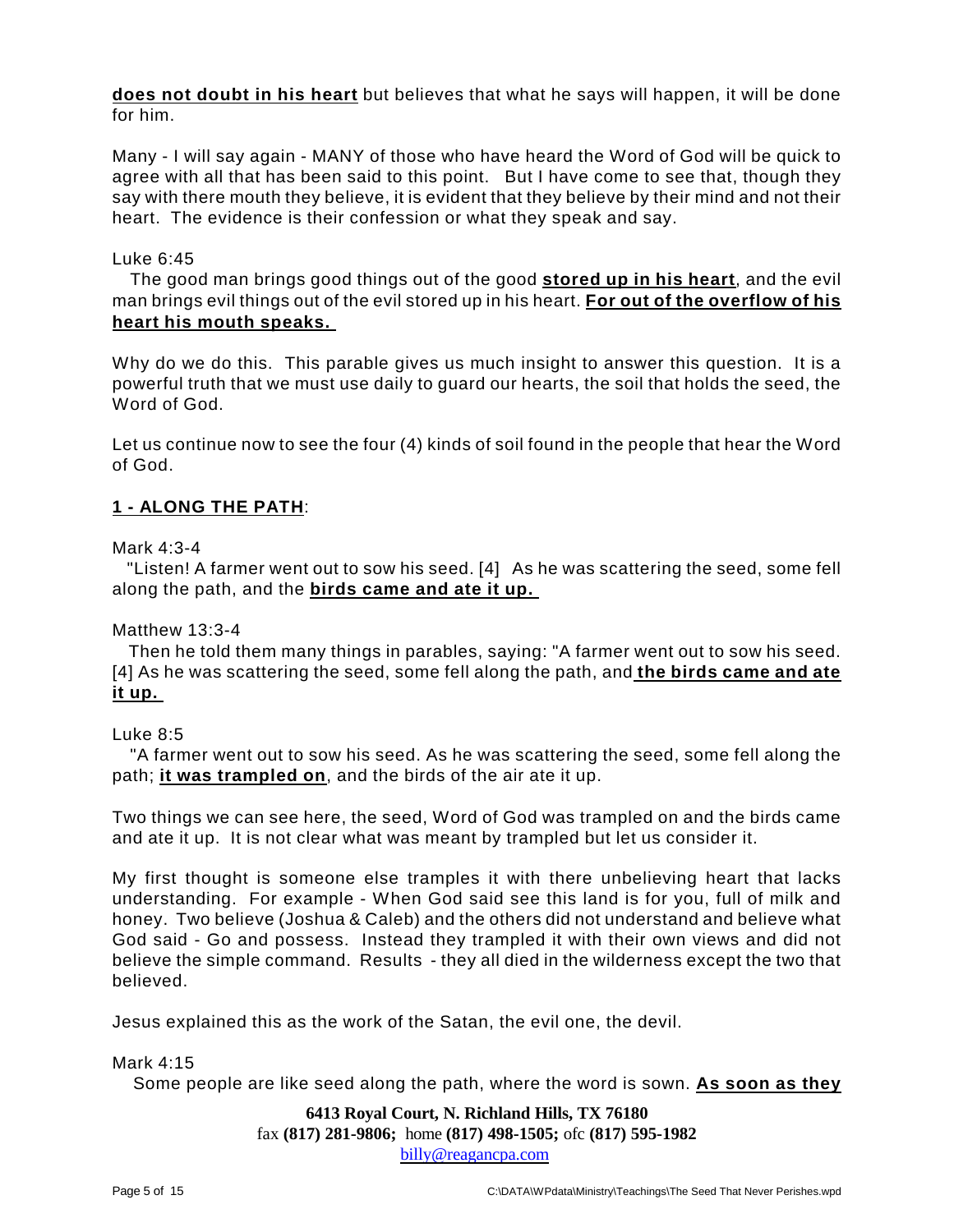**does not doubt in his heart** but believes that what he says will happen, it will be done for him.

Many - I will say again - MANY of those who have heard the Word of God will be quick to agree with all that has been said to this point. But I have come to see that, though they say with there mouth they believe, it is evident that they believe by their mind and not their heart. The evidence is their confession or what they speak and say.

Luke 6:45
The good man brings good things out of the good **stored up in his heart**, and the evil man brings evil things out of the evil stored up in his heart. **For out of the overflow of his heart his mouth speaks.**

Why do we do this. This parable gives us much insight to answer this question. It is a powerful truth that we must use daily to guard our hearts, the soil that holds the seed, the Word of God.

Let us continue now to see the four (4) kinds of soil found in the people that hear the Word of God.

**1 - ALONG THE PATH**:

Mark 4:3-4
"Listen! A farmer went out to sow his seed. [4] As he was scattering the seed, some fell along the path, and the **birds came and ate it up.**

Matthew 13:3-4
Then he told them many things in parables, saying: "A farmer went out to sow his seed. [4] As he was scattering the seed, some fell along the path, and **the birds came and ate it up.**

Luke 8:5
"A farmer went out to sow his seed. As he was scattering the seed, some fell along the path; **it was trampled on**, and the birds of the air ate it up.

Two things we can see here, the seed, Word of God was trampled on and the birds came and ate it up. It is not clear what was meant by trampled but let us consider it.

My first thought is someone else tramples it with there unbelieving heart that lacks understanding. For example - When God said see this land is for you, full of milk and honey. Two believe (Joshua & Caleb) and the others did not understand and believe what God said - Go and possess. Instead they trampled it with their own views and did not believe the simple command. Results - they all died in the wilderness except the two that believed.

Jesus explained this as the work of the Satan, the evil one, the devil.

Mark 4:15
Some people are like seed along the path, where the word is sown. **As soon as they**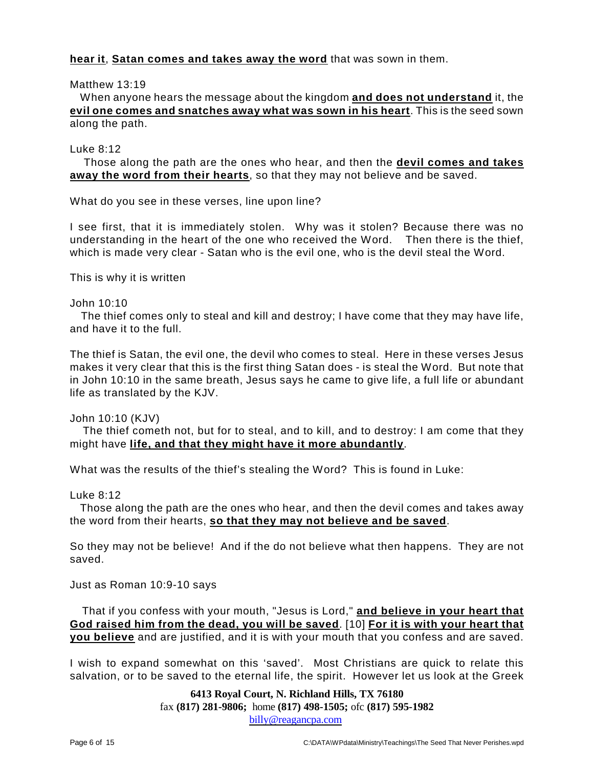**hear it**, **Satan comes and takes away the word** that was sown in them.

Matthew 13:19
When anyone hears the message about the kingdom **and does not understand** it, the **evil one comes and snatches away what was sown in his heart**. This is the seed sown along the path.

Luke 8:12
Those along the path are the ones who hear, and then the **devil comes and takes away the word from their hearts**, so that they may not believe and be saved.

What do you see in these verses, line upon line?

I see first, that it is immediately stolen. Why was it stolen? Because there was no understanding in the heart of the one who received the Word. Then there is the thief, which is made very clear - Satan who is the evil one, who is the devil steal the Word.

This is why it is written

John 10:10
The thief comes only to steal and kill and destroy; I have come that they may have life, and have it to the full.

The thief is Satan, the evil one, the devil who comes to steal. Here in these verses Jesus makes it very clear that this is the first thing Satan does - is steal the Word. But note that in John 10:10 in the same breath, Jesus says he came to give life, a full life or abundant life as translated by the KJV.

John 10:10 (KJV)
The thief cometh not, but for to steal, and to kill, and to destroy: I am come that they might have **life, and that they might have it more abundantly**.

What was the results of the thief's stealing the Word? This is found in Luke:

Luke 8:12
Those along the path are the ones who hear, and then the devil comes and takes away the word from their hearts, **so that they may not believe and be saved**.

So they may not be believe! And if the do not believe what then happens. They are not saved.

Just as Roman 10:9-10 says

That if you confess with your mouth, "Jesus is Lord," **and believe in your heart that God raised him from the dead, you will be saved**. [10] **For it is with your heart that you believe** and are justified, and it is with your mouth that you confess and are saved.

I wish to expand somewhat on this 'saved'. Most Christians are quick to relate this salvation, or to be saved to the eternal life, the spirit. However let us look at the Greek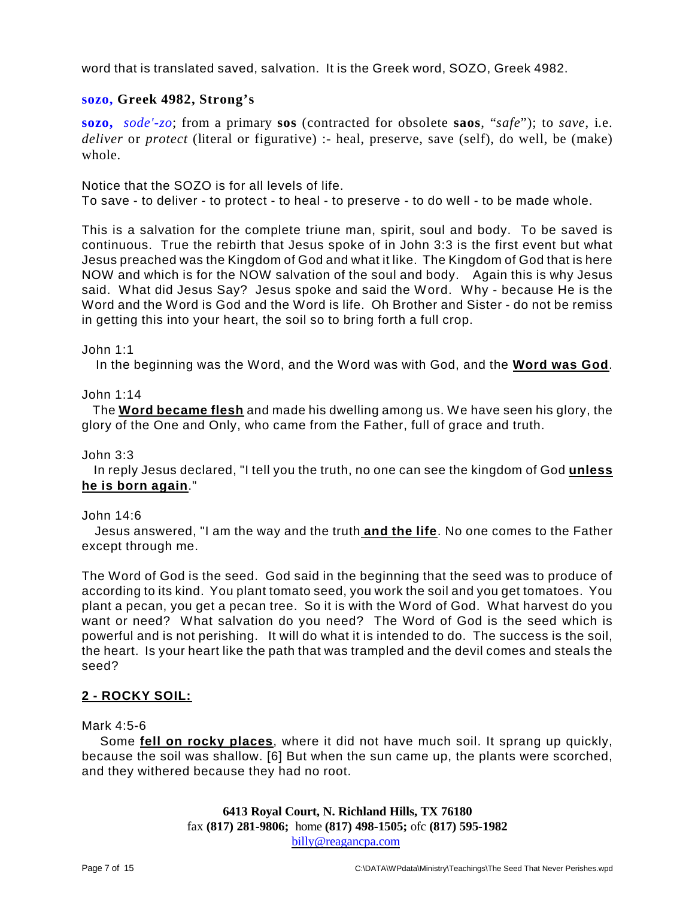word that is translated saved, salvation. It is the Greek word, SOZO, Greek 4982.

**sozo, Greek 4982, Strong's**

**sozo,** *sode'-zo*; from a primary **sos** (contracted for obsolete **saos**, "*safe*"); to *save*, i.e. *deliver* or *protect* (literal or figurative) :- heal, preserve, save (self), do well, be (make) whole.

Notice that the SOZO is for all levels of life.
To save - to deliver - to protect - to heal - to preserve - to do well - to be made whole.

This is a salvation for the complete triune man, spirit, soul and body. To be saved is continuous. True the rebirth that Jesus spoke of in John 3:3 is the first event but what Jesus preached was the Kingdom of God and what it like. The Kingdom of God that is here NOW and which is for the NOW salvation of the soul and body. Again this is why Jesus said. What did Jesus Say? Jesus spoke and said the Word. Why - because He is the Word and the Word is God and the Word is life. Oh Brother and Sister - do not be remiss in getting this into your heart, the soil so to bring forth a full crop.

John 1:1
In the beginning was the Word, and the Word was with God, and the **Word was God**.

John 1:14
The **Word became flesh** and made his dwelling among us. We have seen his glory, the glory of the One and Only, who came from the Father, full of grace and truth.

John 3:3
In reply Jesus declared, "I tell you the truth, no one can see the kingdom of God **unless he is born again**."

John 14:6
Jesus answered, "I am the way and the truth **and the life**. No one comes to the Father except through me.

The Word of God is the seed. God said in the beginning that the seed was to produce of according to its kind. You plant tomato seed, you work the soil and you get tomatoes. You plant a pecan, you get a pecan tree. So it is with the Word of God. What harvest do you want or need? What salvation do you need? The Word of God is the seed which is powerful and is not perishing. It will do what it is intended to do. The success is the soil, the heart. Is your heart like the path that was trampled and the devil comes and steals the seed?

## 2 - ROCKY SOIL:

Mark 4:5-6
Some **fell on rocky places**, where it did not have much soil. It sprang up quickly, because the soil was shallow. [6] But when the sun came up, the plants were scorched, and they withered because they had no root.

**6413 Royal Court, N. Richland Hills, TX 76180**
fax **(817) 281-9806;** home **(817) 498-1505;** ofc **(817) 595-1982**
billy@reagancpa.com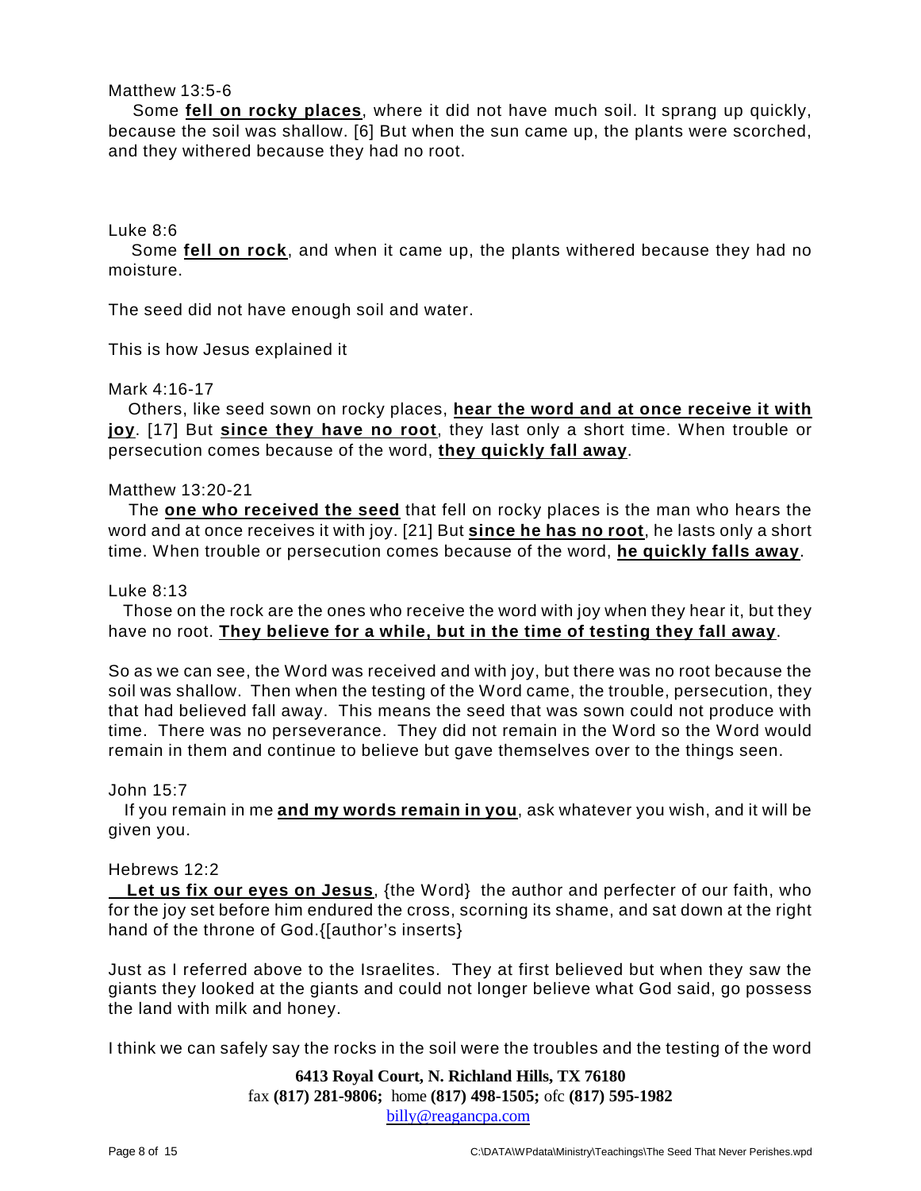Matthew 13:5-6

Some **fell on rocky places**, where it did not have much soil. It sprang up quickly, because the soil was shallow. [6] But when the sun came up, the plants were scorched, and they withered because they had no root.

Luke 8:6

Some **fell on rock**, and when it came up, the plants withered because they had no moisture.

The seed did not have enough soil and water.

This is how Jesus explained it

Mark 4:16-17

Others, like seed sown on rocky places, **hear the word and at once receive it with joy**. [17] But **since they have no root**, they last only a short time. When trouble or persecution comes because of the word, **they quickly fall away**.

Matthew 13:20-21

The **one who received the seed** that fell on rocky places is the man who hears the word and at once receives it with joy. [21] But **since he has no root**, he lasts only a short time. When trouble or persecution comes because of the word, **he quickly falls away**.

Luke 8:13

Those on the rock are the ones who receive the word with joy when they hear it, but they have no root. **They believe for a while, but in the time of testing they fall away**.

So as we can see, the Word was received and with joy, but there was no root because the soil was shallow. Then when the testing of the Word came, the trouble, persecution, they that had believed fall away. This means the seed that was sown could not produce with time. There was no perseverance. They did not remain in the Word so the Word would remain in them and continue to believe but gave themselves over to the things seen.

John 15:7

If you remain in me **and my words remain in you**, ask whatever you wish, and it will be given you.

Hebrews 12:2

**Let us fix our eyes on Jesus**, {the Word} the author and perfecter of our faith, who for the joy set before him endured the cross, scorning its shame, and sat down at the right hand of the throne of God.{[author's inserts}

Just as I referred above to the Israelites. They at first believed but when they saw the giants they looked at the giants and could not longer believe what God said, go possess the land with milk and honey.

I think we can safely say the rocks in the soil were the troubles and the testing of the word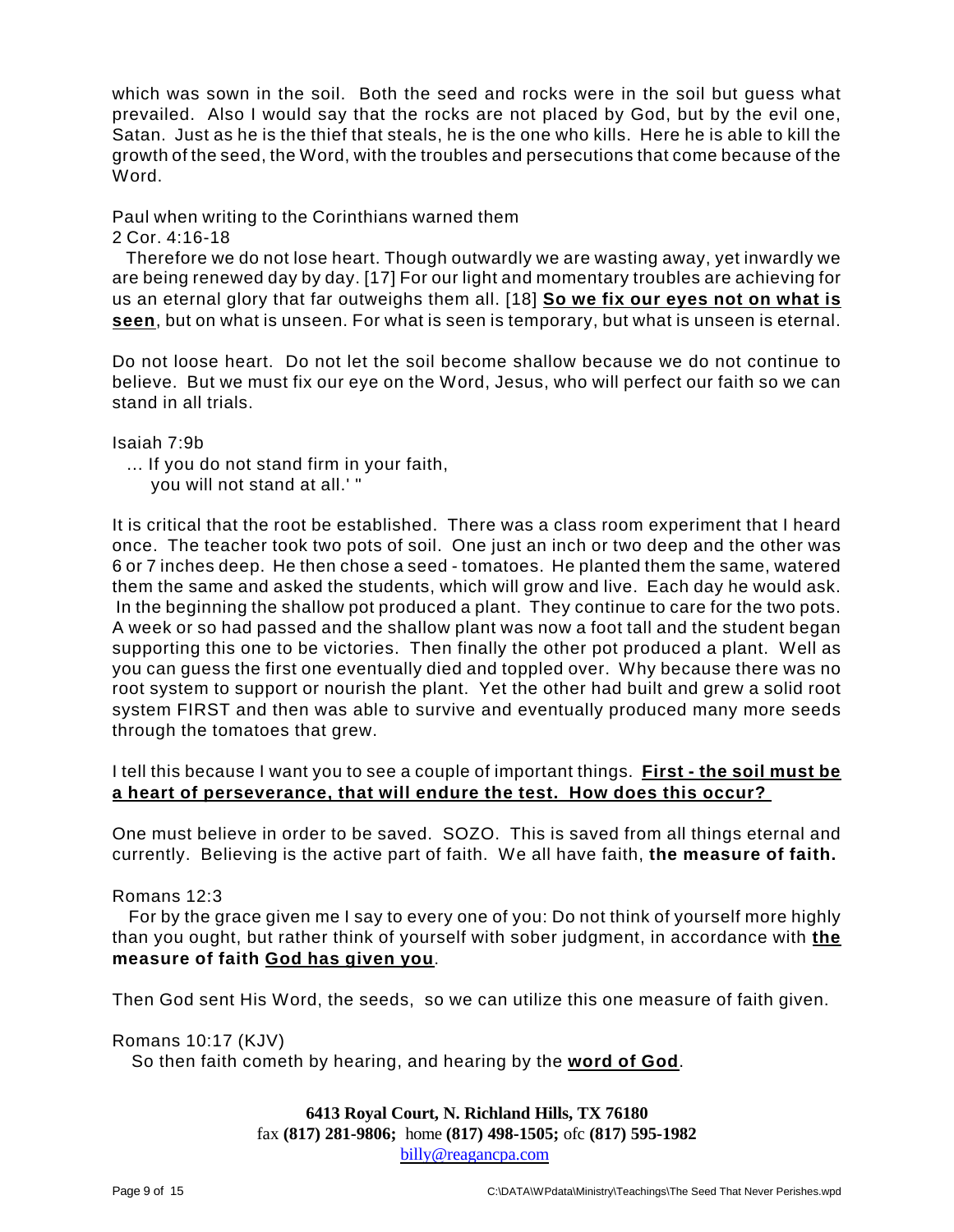which was sown in the soil. Both the seed and rocks were in the soil but guess what prevailed. Also I would say that the rocks are not placed by God, but by the evil one, Satan. Just as he is the thief that steals, he is the one who kills. Here he is able to kill the growth of the seed, the Word, with the troubles and persecutions that come because of the Word.

Paul when writing to the Corinthians warned them
2 Cor. 4:16-18
Therefore we do not lose heart. Though outwardly we are wasting away, yet inwardly we are being renewed day by day. [17] For our light and momentary troubles are achieving for us an eternal glory that far outweighs them all. [18] **<u>So we fix our eyes not on what is seen</u>**, but on what is unseen. For what is seen is temporary, but what is unseen is eternal.

Do not loose heart. Do not let the soil become shallow because we do not continue to believe. But we must fix our eye on the Word, Jesus, who will perfect our faith so we can stand in all trials.

Isaiah 7:9b
... If you do not stand firm in your faith,
you will not stand at all.' "

It is critical that the root be established. There was a class room experiment that I heard once. The teacher took two pots of soil. One just an inch or two deep and the other was 6 or 7 inches deep. He then chose a seed - tomatoes. He planted them the same, watered them the same and asked the students, which will grow and live. Each day he would ask. In the beginning the shallow pot produced a plant. They continue to care for the two pots. A week or so had passed and the shallow plant was now a foot tall and the student began supporting this one to be victories. Then finally the other pot produced a plant. Well as you can guess the first one eventually died and toppled over. Why because there was no root system to support or nourish the plant. Yet the other had built and grew a solid root system FIRST and then was able to survive and eventually produced many more seeds through the tomatoes that grew.

I tell this because I want you to see a couple of important things. **<u>First - the soil must be a heart of perseverance, that will endure the test. How does this occur?</u>**

One must believe in order to be saved. SOZO. This is saved from all things eternal and currently. Believing is the active part of faith. We all have faith, **the measure of faith.**

Romans 12:3
For by the grace given me I say to every one of you: Do not think of yourself more highly than you ought, but rather think of yourself with sober judgment, in accordance with **<u>the</u> measure of faith <u>God has given you</u>**.

Then God sent His Word, the seeds, so we can utilize this one measure of faith given.

Romans 10:17 (KJV)
So then faith cometh by hearing, and hearing by the **<u>word of God</u>**.

**6413 Royal Court, N. Richland Hills, TX 76180**
fax **(817) 281-9806;** home **(817) 498-1505;** ofc **(817) 595-1982**
billy@reagancpa.com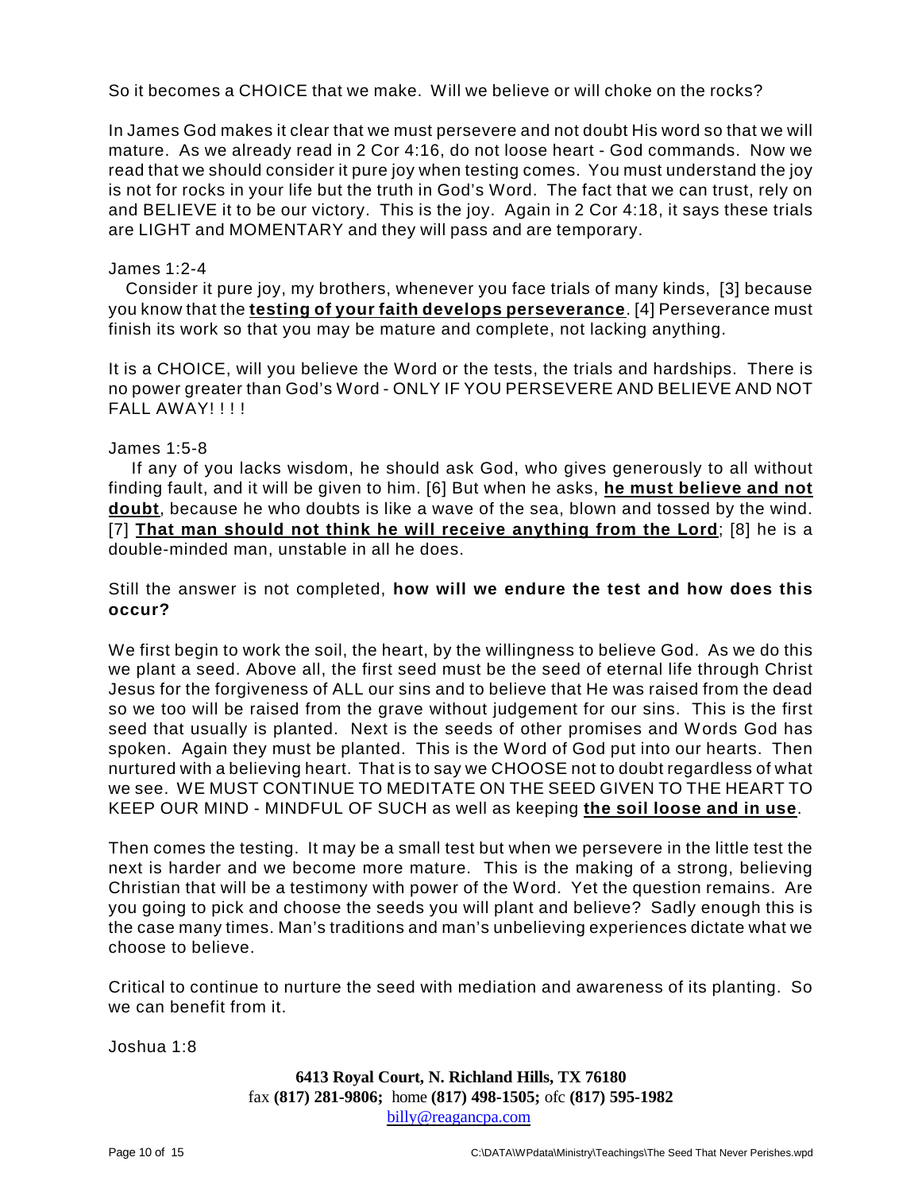So it becomes a CHOICE that we make. Will we believe or will choke on the rocks?

In James God makes it clear that we must persevere and not doubt His word so that we will mature. As we already read in 2 Cor 4:16, do not loose heart - God commands. Now we read that we should consider it pure joy when testing comes. You must understand the joy is not for rocks in your life but the truth in God's Word. The fact that we can trust, rely on and BELIEVE it to be our victory. This is the joy. Again in 2 Cor 4:18, it says these trials are LIGHT and MOMENTARY and they will pass and are temporary.

James 1:2-4

Consider it pure joy, my brothers, whenever you face trials of many kinds, [3] because you know that the **testing of your faith develops perseverance**. [4] Perseverance must finish its work so that you may be mature and complete, not lacking anything.

It is a CHOICE, will you believe the Word or the tests, the trials and hardships. There is no power greater than God's Word - ONLY IF YOU PERSEVERE AND BELIEVE AND NOT FALL AWAY! ! ! !

James 1:5-8

If any of you lacks wisdom, he should ask God, who gives generously to all without finding fault, and it will be given to him. [6] But when he asks, **he must believe and not doubt**, because he who doubts is like a wave of the sea, blown and tossed by the wind. [7] **That man should not think he will receive anything from the Lord**; [8] he is a double-minded man, unstable in all he does.

Still the answer is not completed, **how will we endure the test and how does this occur?**

We first begin to work the soil, the heart, by the willingness to believe God. As we do this we plant a seed. Above all, the first seed must be the seed of eternal life through Christ Jesus for the forgiveness of ALL our sins and to believe that He was raised from the dead so we too will be raised from the grave without judgement for our sins. This is the first seed that usually is planted. Next is the seeds of other promises and Words God has spoken. Again they must be planted. This is the Word of God put into our hearts. Then nurtured with a believing heart. That is to say we CHOOSE not to doubt regardless of what we see. WE MUST CONTINUE TO MEDITATE ON THE SEED GIVEN TO THE HEART TO KEEP OUR MIND - MINDFUL OF SUCH as well as keeping **the soil loose and in use**.

Then comes the testing. It may be a small test but when we persevere in the little test the next is harder and we become more mature. This is the making of a strong, believing Christian that will be a testimony with power of the Word. Yet the question remains. Are you going to pick and choose the seeds you will plant and believe? Sadly enough this is the case many times. Man's traditions and man's unbelieving experiences dictate what we choose to believe.

Critical to continue to nurture the seed with mediation and awareness of its planting. So we can benefit from it.

Joshua 1:8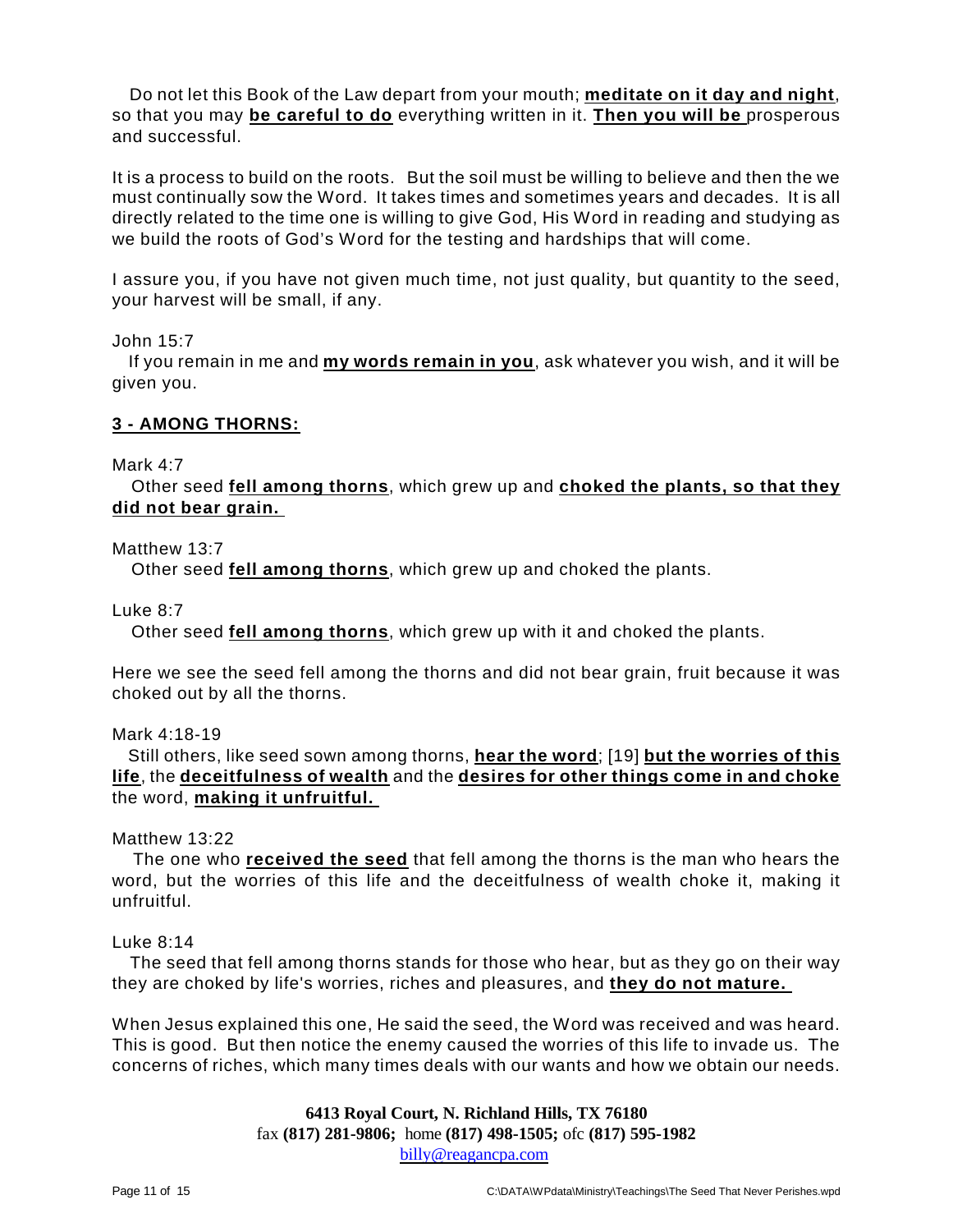Do not let this Book of the Law depart from your mouth; **meditate on it day and night**, so that you may **be careful to do** everything written in it. **Then you will be** prosperous and successful.

It is a process to build on the roots. But the soil must be willing to believe and then the we must continually sow the Word. It takes times and sometimes years and decades. It is all directly related to the time one is willing to give God, His Word in reading and studying as we build the roots of God's Word for the testing and hardships that will come.

I assure you, if you have not given much time, not just quality, but quantity to the seed, your harvest will be small, if any.

John 15:7

If you remain in me and **my words remain in you**, ask whatever you wish, and it will be given you.

**3 - AMONG THORNS:**

Mark 4:7

Other seed **fell among thorns**, which grew up and **choked the plants, so that they did not bear grain.**

Matthew 13:7

Other seed **fell among thorns**, which grew up and choked the plants.

Luke 8:7

Other seed **fell among thorns**, which grew up with it and choked the plants.

Here we see the seed fell among the thorns and did not bear grain, fruit because it was choked out by all the thorns.

Mark 4:18-19

Still others, like seed sown among thorns, **hear the word**; [19] **but the worries of this life**, the **deceitfulness of wealth** and the **desires for other things come in and choke** the word, **making it unfruitful.**

Matthew 13:22

The one who **received the seed** that fell among the thorns is the man who hears the word, but the worries of this life and the deceitfulness of wealth choke it, making it unfruitful.

Luke 8:14

The seed that fell among thorns stands for those who hear, but as they go on their way they are choked by life's worries, riches and pleasures, and **they do not mature.**

When Jesus explained this one, He said the seed, the Word was received and was heard. This is good. But then notice the enemy caused the worries of this life to invade us. The concerns of riches, which many times deals with our wants and how we obtain our needs.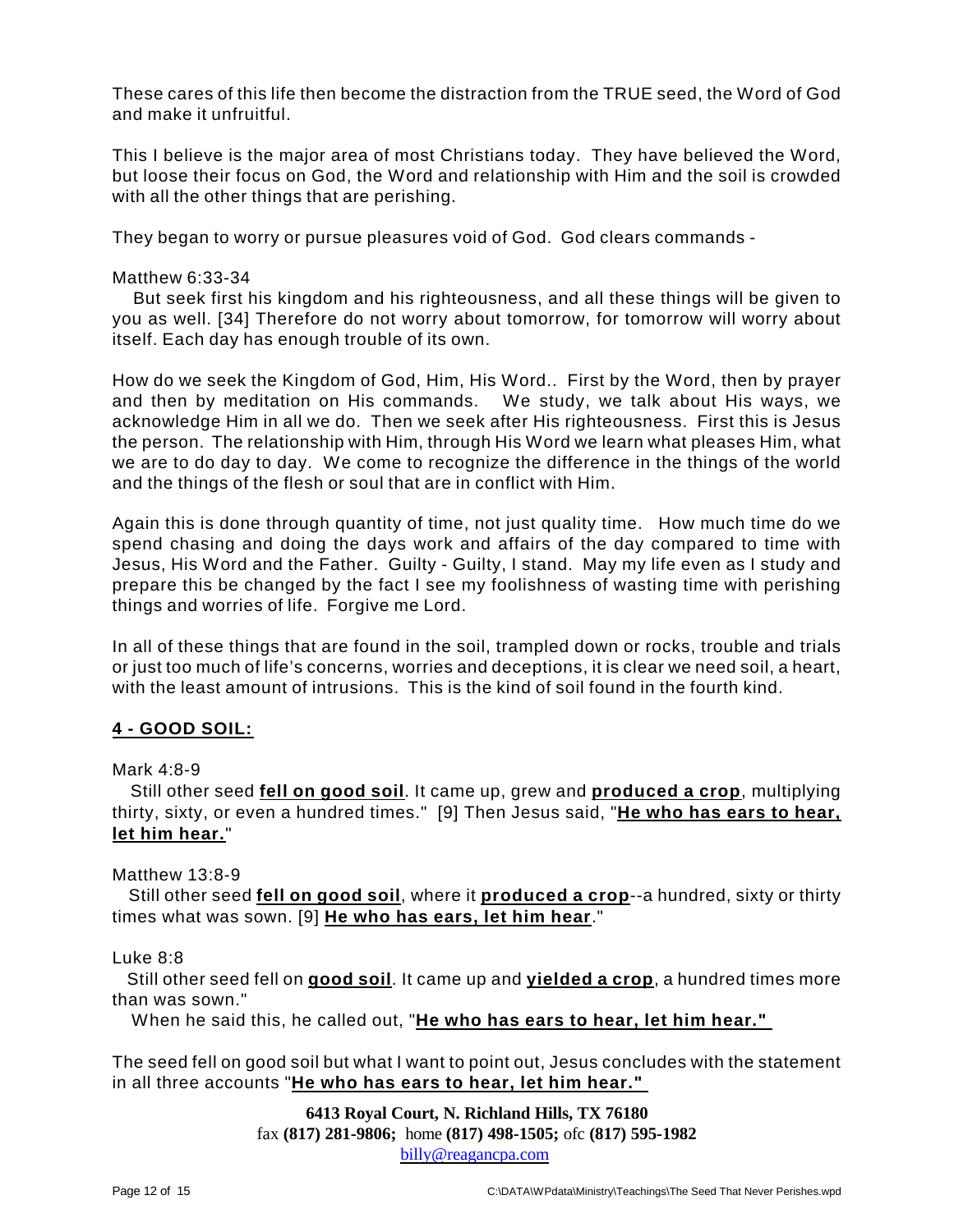These cares of this life then become the distraction from the TRUE seed, the Word of God and make it unfruitful.

This I believe is the major area of most Christians today. They have believed the Word, but loose their focus on God, the Word and relationship with Him and the soil is crowded with all the other things that are perishing.

They began to worry or pursue pleasures void of God. God clears commands -

Matthew 6:33-34

But seek first his kingdom and his righteousness, and all these things will be given to you as well. [34] Therefore do not worry about tomorrow, for tomorrow will worry about itself. Each day has enough trouble of its own.

How do we seek the Kingdom of God, Him, His Word.. First by the Word, then by prayer and then by meditation on His commands. We study, we talk about His ways, we acknowledge Him in all we do. Then we seek after His righteousness. First this is Jesus the person. The relationship with Him, through His Word we learn what pleases Him, what we are to do day to day. We come to recognize the difference in the things of the world and the things of the flesh or soul that are in conflict with Him.

Again this is done through quantity of time, not just quality time. How much time do we spend chasing and doing the days work and affairs of the day compared to time with Jesus, His Word and the Father. Guilty - Guilty, I stand. May my life even as I study and prepare this be changed by the fact I see my foolishness of wasting time with perishing things and worries of life. Forgive me Lord.

In all of these things that are found in the soil, trampled down or rocks, trouble and trials or just too much of life's concerns, worries and deceptions, it is clear we need soil, a heart, with the least amount of intrusions. This is the kind of soil found in the fourth kind.

## 4 - GOOD SOIL:

Mark 4:8-9

Still other seed **fell on good soil**. It came up, grew and **produced a crop**, multiplying thirty, sixty, or even a hundred times." [9] Then Jesus said, "**He who has ears to hear, let him hear.**"

Matthew 13:8-9

Still other seed **fell on good soil**, where it **produced a crop**--a hundred, sixty or thirty times what was sown. [9] **He who has ears, let him hear**."

Luke 8:8

Still other seed fell on **good soil**. It came up and **yielded a crop**, a hundred times more than was sown."

When he said this, he called out, "**He who has ears to hear, let him hear."**

The seed fell on good soil but what I want to point out, Jesus concludes with the statement in all three accounts "**He who has ears to hear, let him hear."**

**6413 Royal Court, N. Richland Hills, TX 76180**
fax **(817) 281-9806;** home **(817) 498-1505;** ofc **(817) 595-1982**
billy@reagancpa.com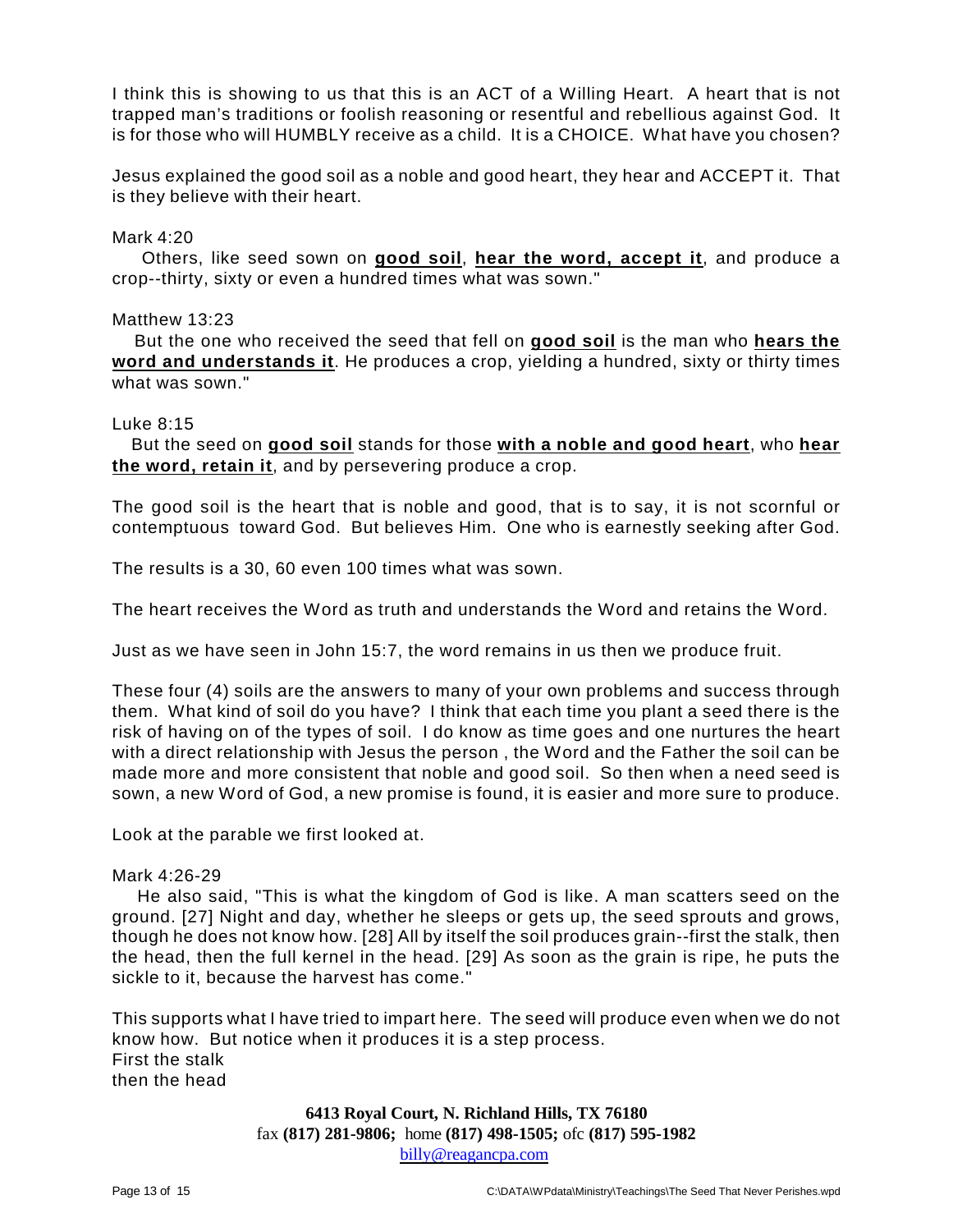I think this is showing to us that this is an ACT of a Willing Heart. A heart that is not trapped man's traditions or foolish reasoning or resentful and rebellious against God. It is for those who will HUMBLY receive as a child. It is a CHOICE. What have you chosen?

Jesus explained the good soil as a noble and good heart, they hear and ACCEPT it. That is they believe with their heart.

Mark 4:20

Others, like seed sown on **good soil**, **hear the word, accept it**, and produce a crop--thirty, sixty or even a hundred times what was sown."

Matthew 13:23

But the one who received the seed that fell on **good soil** is the man who **hears the word and understands it**. He produces a crop, yielding a hundred, sixty or thirty times what was sown."

Luke 8:15

But the seed on **good soil** stands for those **with a noble and good heart**, who **hear the word, retain it**, and by persevering produce a crop.

The good soil is the heart that is noble and good, that is to say, it is not scornful or contemptuous toward God. But believes Him. One who is earnestly seeking after God.

The results is a 30, 60 even 100 times what was sown.

The heart receives the Word as truth and understands the Word and retains the Word.

Just as we have seen in John 15:7, the word remains in us then we produce fruit.

These four (4) soils are the answers to many of your own problems and success through them. What kind of soil do you have? I think that each time you plant a seed there is the risk of having on of the types of soil. I do know as time goes and one nurtures the heart with a direct relationship with Jesus the person , the Word and the Father the soil can be made more and more consistent that noble and good soil. So then when a need seed is sown, a new Word of God, a new promise is found, it is easier and more sure to produce.

Look at the parable we first looked at.

Mark 4:26-29

He also said, "This is what the kingdom of God is like. A man scatters seed on the ground. [27] Night and day, whether he sleeps or gets up, the seed sprouts and grows, though he does not know how. [28] All by itself the soil produces grain--first the stalk, then the head, then the full kernel in the head. [29] As soon as the grain is ripe, he puts the sickle to it, because the harvest has come."

This supports what I have tried to impart here. The seed will produce even when we do not know how. But notice when it produces it is a step process.
First the stalk
then the head

**6413 Royal Court, N. Richland Hills, TX 76180**
fax **(817) 281-9806;** home **(817) 498-1505;** ofc **(817) 595-1982**
billy@reagancpa.com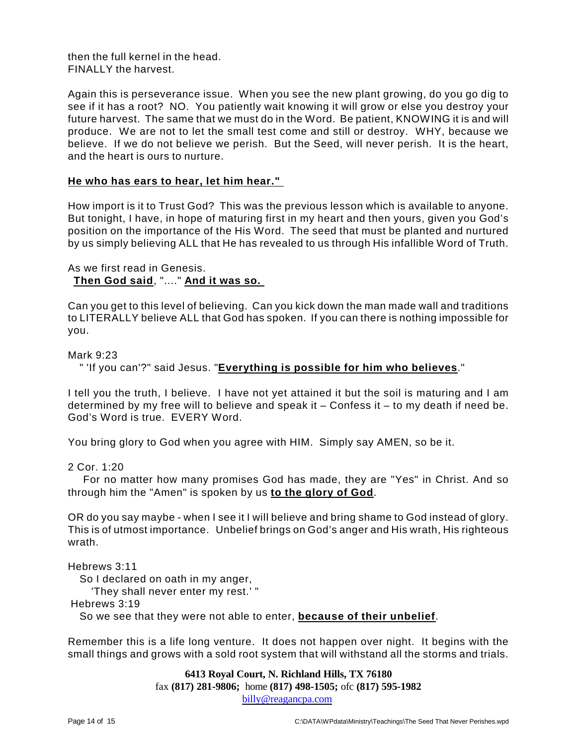then the full kernel in the head.
FINALLY the harvest.

Again this is perseverance issue. When you see the new plant growing, do you go dig to see if it has a root? NO. You patiently wait knowing it will grow or else you destroy your future harvest. The same that we must do in the Word. Be patient, KNOWING it is and will produce. We are not to let the small test come and still or destroy. WHY, because we believe. If we do not believe we perish. But the Seed, will never perish. It is the heart, and the heart is ours to nurture.

**He who has ears to hear, let him hear."**

How import is it to Trust God? This was the previous lesson which is available to anyone. But tonight, I have, in hope of maturing first in my heart and then yours, given you God's position on the importance of the His Word. The seed that must be planted and nurtured by us simply believing ALL that He has revealed to us through His infallible Word of Truth.

As we first read in Genesis.
**Then God said**, "...." **And it was so.**

Can you get to this level of believing. Can you kick down the man made wall and traditions to LITERALLY believe ALL that God has spoken. If you can there is nothing impossible for you.

Mark 9:23
" 'If you can'?" said Jesus. "**Everything is possible for him who believes**."

I tell you the truth, I believe. I have not yet attained it but the soil is maturing and I am determined by my free will to believe and speak it – Confess it – to my death if need be. God's Word is true. EVERY Word.

You bring glory to God when you agree with HIM. Simply say AMEN, so be it.

2 Cor. 1:20
For no matter how many promises God has made, they are "Yes" in Christ. And so through him the "Amen" is spoken by us **to the glory of God**.

OR do you say maybe - when I see it I will believe and bring shame to God instead of glory. This is of utmost importance. Unbelief brings on God's anger and His wrath, His righteous wrath.

Hebrews 3:11
So I declared on oath in my anger,
'They shall never enter my rest.' "
Hebrews 3:19
So we see that they were not able to enter, **because of their unbelief**.

Remember this is a life long venture. It does not happen over night. It begins with the small things and grows with a sold root system that will withstand all the storms and trials.

**6413 Royal Court, N. Richland Hills, TX 76180**
fax **(817) 281-9806;** home **(817) 498-1505;** ofc **(817) 595-1982**
billy@reagancpa.com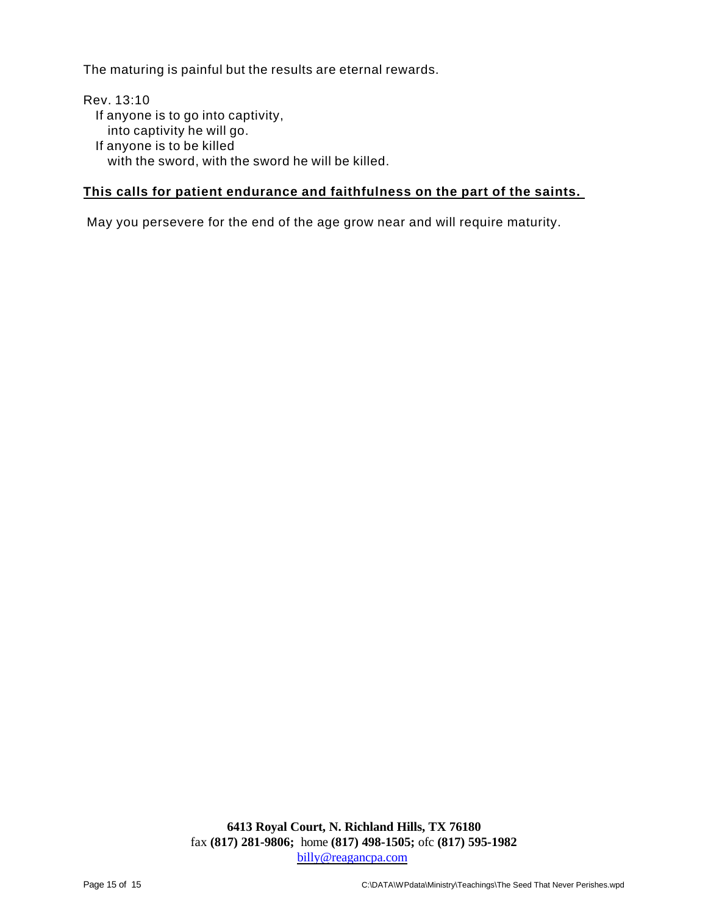The maturing is painful but the results are eternal rewards.

Rev. 13:10

If anyone is to go into captivity,
into captivity he will go.
If anyone is to be killed
with the sword, with the sword he will be killed.

**This calls for patient endurance and faithfulness on the part of the saints.**

May you persevere for the end of the age grow near and will require maturity.

**6413 Royal Court, N. Richland Hills, TX 76180**
fax **(817) 281-9806;** home **(817) 498-1505;** ofc **(817) 595-1982**
billy@reagancpa.com